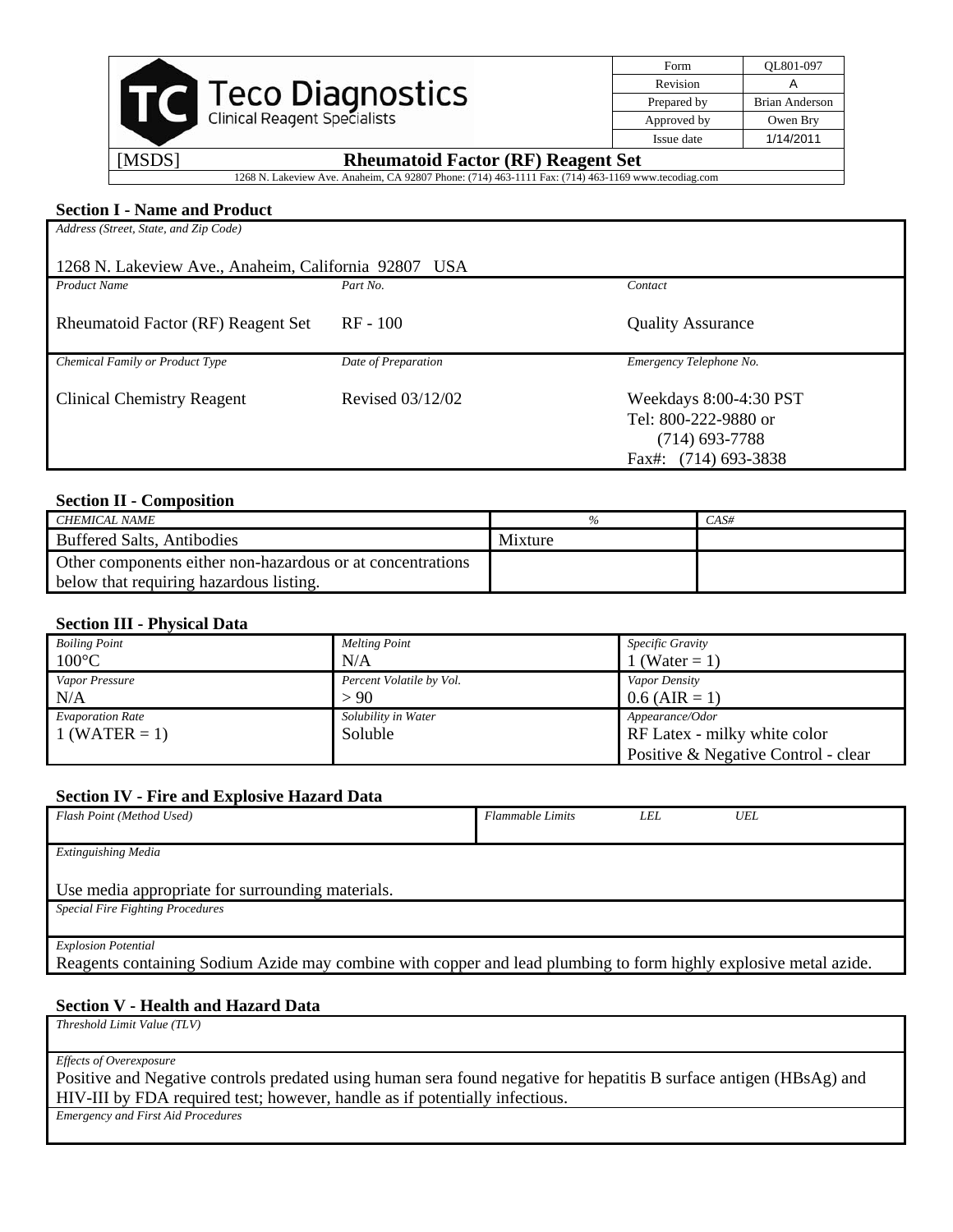| Teco Diagnostics Clinical Reagent Specialists | Form | QL801-097 |
| --- | --- | --- |
| | Revision | A |
| | Prepared by | Brian Anderson |
| | Approved by | Owen Bry |
| | Issue date | 1/14/2011 |

[MSDS] **Rheumatoid Factor (RF) Reagent Set**

1268 N. Lakeview Ave. Anaheim, CA 92807 Phone: (714) 463-1111 Fax: (714) 463-1169 www.tecodiag.com

## Section I - Name and Product

*Address (Street, State, and Zip Code)*

1268 N. Lakeview Ave., Anaheim, California 92807 USA

| *Product Name* | *Part No.* | *Contact* |
| --- | --- | --- |
| Rheumatoid Factor (RF) Reagent Set | RF - 100 | Quality Assurance |
| *Chemical Family or Product Type* | *Date of Preparation* | *Emergency Telephone No.* |
| Clinical Chemistry Reagent | Revised 03/12/02 | Weekdays 8:00-4:30 PST<br>Tel: 800-222-9880 or<br>(714) 693-7788<br>Fax#: (714) 693-3838 |

## Section II - Composition

| *CHEMICAL NAME* | *%* | *CAS#* |
| --- | --- | --- |
| Buffered Salts, Antibodies | Mixture | |
| Other components either non-hazardous or at concentrations below that requiring hazardous listing. | | |

## Section III - Physical Data

| *Boiling Point* | *Melting Point* | *Specific Gravity* |
| --- | --- | --- |
| 100°C | N/A | 1 (Water = 1) |
| *Vapor Pressure* | *Percent Volatile by Vol.* | *Vapor Density* |
| N/A | > 90 | 0.6 (AIR = 1) |
| *Evaporation Rate* | *Solubility in Water* | *Appearance/Odor* |
| 1 (WATER = 1) | Soluble | RF Latex - milky white color<br>Positive & Negative Control - clear |

## Section IV - Fire and Explosive Hazard Data

| *Flash Point (Method Used)* | *Flammable Limits* | *LEL* | *UEL* |
| --- | --- | --- | --- |
| | | | |

*Extinguishing Media*

Use media appropriate for surrounding materials.

*Special Fire Fighting Procedures*

*Explosion Potential*

Reagents containing Sodium Azide may combine with copper and lead plumbing to form highly explosive metal azide.

## Section V - Health and Hazard Data

*Threshold Limit Value (TLV)*

*Effects of Overexposure*

Positive and Negative controls predated using human sera found negative for hepatitis B surface antigen (HBsAg) and HIV-III by FDA required test; however, handle as if potentially infectious.

*Emergency and First Aid Procedures*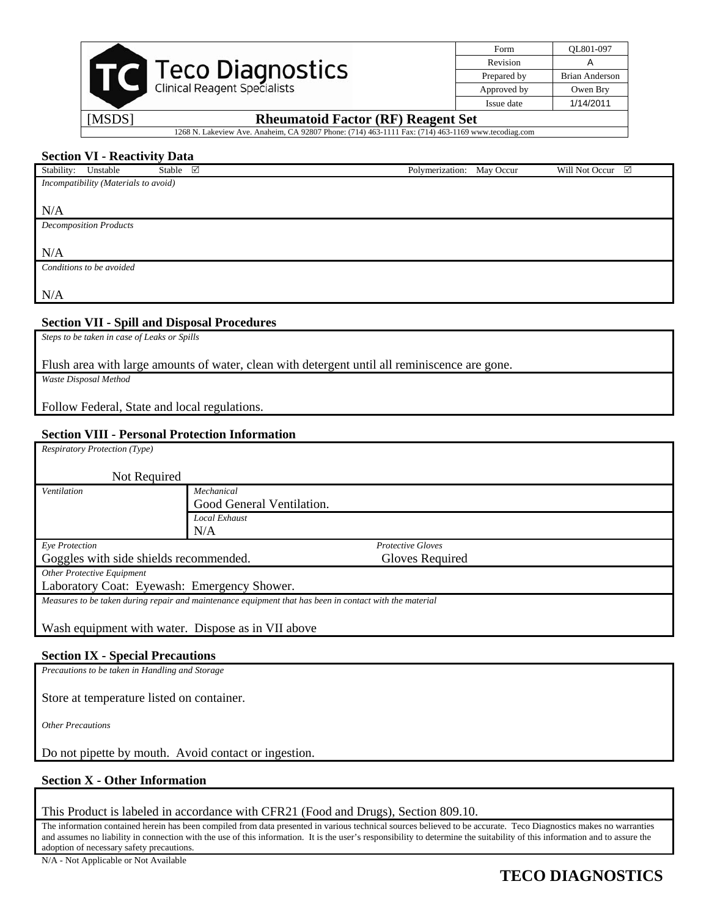| | | | |
|---|---|---|---|
| **TC Teco Diagnostics** Clinical Reagent Specialists | | Form | QL801-097 |
| | | Revision | A |
| | | Prepared by | Brian Anderson |
| | | Approved by | Owen Bry |
| | | Issue date | 1/14/2011 |
| [MSDS] | **Rheumatoid Factor (RF) Reagent Set** | | |

1268 N. Lakeview Ave. Anaheim, CA 92807 Phone: (714) 463-1111 Fax: (714) 463-1169 www.tecodiag.com

### Section VI - Reactivity Data

Stability: Unstable Stable ☑ Polymerization: May Occur Will Not Occur ☑

*Incompatibility (Materials to avoid)*

N/A

*Decomposition Products*

N/A

*Conditions to be avoided*

N/A

### Section VII - Spill and Disposal Procedures

*Steps to be taken in case of Leaks or Spills*

Flush area with large amounts of water, clean with detergent until all reminiscence are gone.

*Waste Disposal Method*

Follow Federal, State and local regulations.

### Section VIII - Personal Protection Information

*Respiratory Protection (Type)*

Not Required

| | |
|---|---|
| *Ventilation* | *Mechanical* Good General Ventilation. |
| | *Local Exhaust* N/A |

*Eye Protection*
Goggles with side shields recommended.

*Protective Gloves*
Gloves Required

*Other Protective Equipment*
Laboratory Coat: Eyewash: Emergency Shower.

*Measures to be taken during repair and maintenance equipment that has been in contact with the material*

Wash equipment with water. Dispose as in VII above

### Section IX - Special Precautions

*Precautions to be taken in Handling and Storage*

Store at temperature listed on container.

*Other Precautions*

Do not pipette by mouth. Avoid contact or ingestion.

### Section X - Other Information

This Product is labeled in accordance with CFR21 (Food and Drugs), Section 809.10.

The information contained herein has been compiled from data presented in various technical sources believed to be accurate. Teco Diagnostics makes no warranties and assumes no liability in connection with the use of this information. It is the user's responsibility to determine the suitability of this information and to assure the adoption of necessary safety precautions.

N/A - Not Applicable or Not Available

**TECO DIAGNOSTICS**